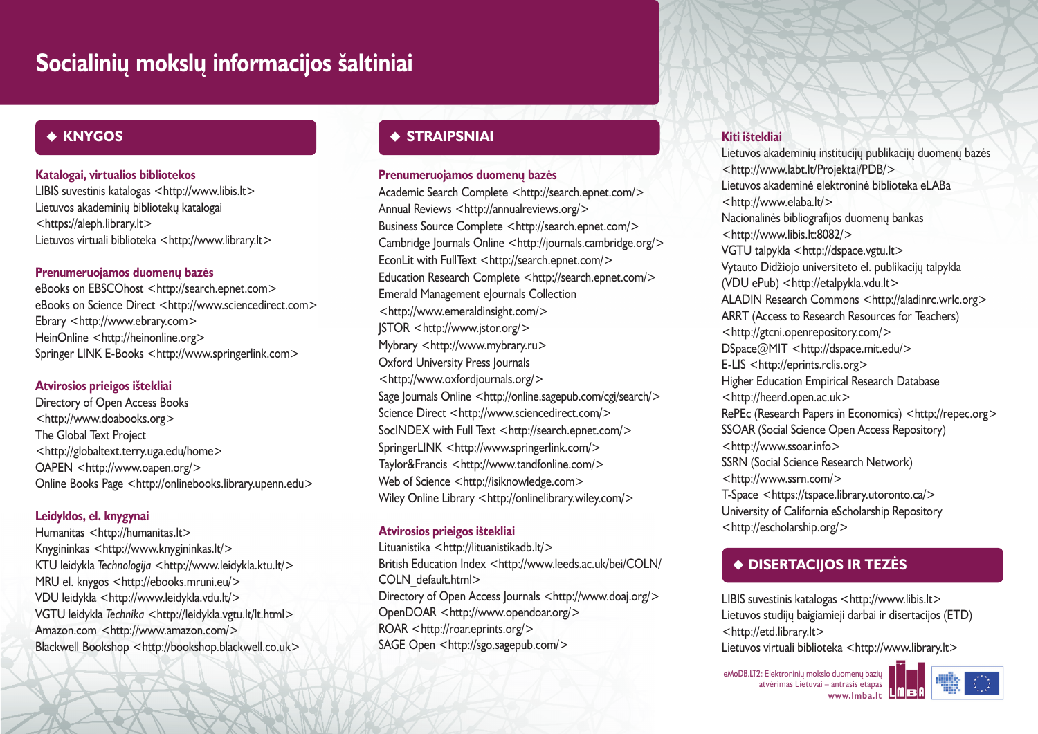# Socialinių mokslų informacijos šaltiniai

## ◆ KNYGOS

### Katalogai, virtualios bibliotekos

LIBIS suvestinis katalogas <http://www.libis.lt>
Lietuvos akademinių bibliotekų katalogai <https://aleph.library.lt>
Lietuvos virtuali biblioteka <http://www.library.lt>

### Prenumeruojamos duomenų bazės

eBooks on EBSCOhost <http://search.epnet.com>
eBooks on Science Direct <http://www.sciencedirect.com>
Ebrary <http://www.ebrary.com>
HeinOnline <http://heinonline.org>
Springer LINK E-Books <http://www.springerlink.com>

### Atvirosios prieigos ištekliai

Directory of Open Access Books <http://www.doabooks.org>
The Global Text Project <http://globaltext.terry.uga.edu/home>
OAPEN <http://www.oapen.org/>
Online Books Page <http://onlinebooks.library.upenn.edu>

### Leidyklos, el. knygynai

Humanitas <http://humanitas.lt>
Knygininkas <http://www.knygininkas.lt/>
KTU leidykla *Technologija* <http://www.leidykla.ktu.lt/>
MRU el. knygos <http://ebooks.mruni.eu/>
VDU leidykla <http://www.leidykla.vdu.lt/>
VGTU leidykla *Technika* <http://leidykla.vgtu.lt/lt.html>
Amazon.com <http://www.amazon.com/>
Blackwell Bookshop <http://bookshop.blackwell.co.uk>

## ◆ STRAIPSNIAI

### Prenumeruojamos duomenų bazės

Academic Search Complete <http://search.epnet.com/>
Annual Reviews <http://annualreviews.org/>
Business Source Complete <http://search.epnet.com/>
Cambridge Journals Online <http://journals.cambridge.org/>
EconLit with FullText <http://search.epnet.com/>
Education Research Complete <http://search.epnet.com/>
Emerald Management eJournals Collection <http://www.emeraldinsight.com/>
JSTOR <http://www.jstor.org/>
Mybrary <http://www.mybrary.ru>
Oxford University Press Journals <http://www.oxfordjournals.org/>
Sage Journals Online <http://online.sagepub.com/cgi/search/>
Science Direct <http://www.sciencedirect.com/>
SocINDEX with Full Text <http://search.epnet.com/>
SpringerLINK <http://www.springerlink.com/>
Taylor&Francis <http://www.tandfonline.com/>
Web of Science <http://isiknowledge.com>
Wiley Online Library <http://onlinelibrary.wiley.com/>

### Atvirosios prieigos ištekliai

Lituanistika <http://lituanistikadb.lt/>
British Education Index <http://www.leeds.ac.uk/bei/COLN/COLN_default.html>
Directory of Open Access Journals <http://www.doaj.org/>
OpenDOAR <http://www.opendoar.org/>
ROAR <http://roar.eprints.org/>
SAGE Open <http://sgo.sagepub.com/>

### Kiti ištekliai

Lietuvos akademinių institucijų publikacijų duomenų bazės <http://www.labt.lt/Projektai/PDB/>
Lietuvos akademinė elektroninė biblioteka eLABa <http://www.elaba.lt/>
Nacionalinės bibliografijos duomenų bankas <http://www.libis.lt:8082/>
VGTU talpykla <http://dspace.vgtu.lt>
Vytauto Didžiojo universiteto el. publikacijų talpykla (VDU ePub) <http://etalpykla.vdu.lt>
ALADIN Research Commons <http://aladinrc.wrlc.org>
ARRT (Access to Research Resources for Teachers) <http://gtcni.openrepository.com/>
DSpace@MIT <http://dspace.mit.edu/>
E-LIS <http://eprints.rclis.org>
Higher Education Empirical Research Database <http://heerd.open.ac.uk>
RePEc (Research Papers in Economics) <http://repec.org>
SSOAR (Social Science Open Access Repository) <http://www.ssoar.info>
SSRN (Social Science Research Network) <http://www.ssrn.com/>
T-Space <https://tspace.library.utoronto.ca/>
University of California eScholarship Repository <http://escholarship.org/>

## ◆ DISERTACIJOS IR TEZĖS

LIBIS suvestinis katalogas <http://www.libis.lt>
Lietuvos studijų baigiamieji darbai ir disertacijos (ETD) <http://etd.library.lt>
Lietuvos virtuali biblioteka <http://www.library.lt>

eMoDB.LT2: Elektroninių mokslo duomenų bazių atvėrimas Lietuvai – antrasis etapas
www.lmba.lt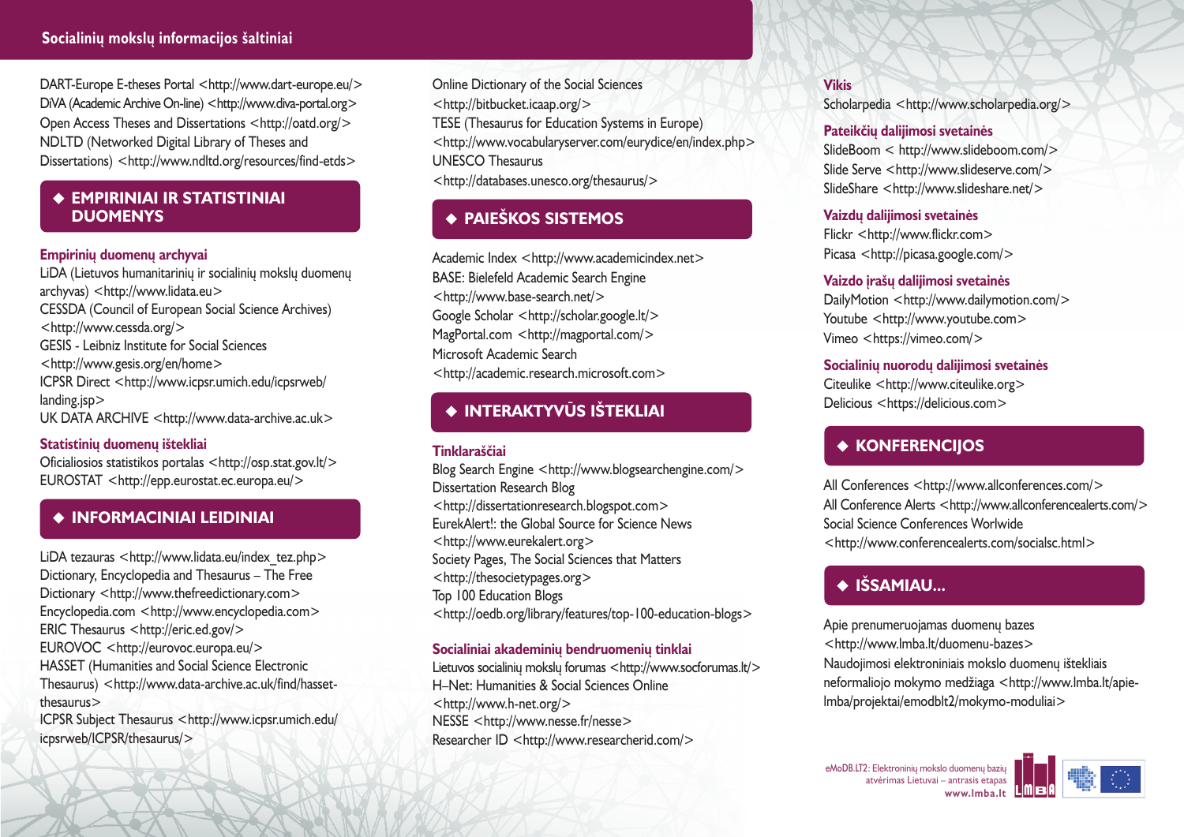## Socialinių mokslų informacijos šaltiniai

DART-Europe E-theses Portal <http://www.dart-europe.eu/>
DiVA (Academic Archive On-line) <http://www.diva-portal.org>
Open Access Theses and Dissertations <http://oatd.org/>
NDLTD (Networked Digital Library of Theses and Dissertations) <http://www.ndltd.org/resources/find-etds>

## ◆ EMPIRINIAI IR STATISTINIAI DUOMENYS

### Empirinių duomenų archyvai

LiDA (Lietuvos humanitarinių ir socialinių mokslų duomenų archyvas) <http://www.lidata.eu>
CESSDA (Council of European Social Science Archives) <http://www.cessda.org/>
GESIS - Leibniz Institute for Social Sciences <http://www.gesis.org/en/home>
ICPSR Direct <http://www.icpsr.umich.edu/icpsrweb/landing.jsp>
UK DATA ARCHIVE <http://www.data-archive.ac.uk>

### Statistinių duomenų ištekliai

Oficialiosios statistikos portalas <http://osp.stat.gov.lt/>
EUROSTAT <http://epp.eurostat.ec.europa.eu/>

## ◆ INFORMACINIAI LEIDINIAI

LiDA tezauras <http://www.lidata.eu/index_tez.php>
Dictionary, Encyclopedia and Thesaurus – The Free Dictionary <http://www.thefreedictionary.com>
Encyclopedia.com <http://www.encyclopedia.com>
ERIC Thesaurus <http://eric.ed.gov/>
EUROVOC <http://eurovoc.europa.eu/>
HASSET (Humanities and Social Science Electronic Thesaurus) <http://www.data-archive.ac.uk/find/hasset-thesaurus>
ICPSR Subject Thesaurus <http://www.icpsr.umich.edu/icpsrweb/ICPSR/thesaurus/>
Online Dictionary of the Social Sciences <http://bitbucket.icaap.org/>
TESE (Thesaurus for Education Systems in Europe) <http://www.vocabularyserver.com/eurydice/en/index.php>
UNESCO Thesaurus <http://databases.unesco.org/thesaurus/>

## ◆ PAIEŠKOS SISTEMOS

Academic Index <http://www.academicindex.net>
BASE: Bielefeld Academic Search Engine <http://www.base-search.net/>
Google Scholar <http://scholar.google.lt/>
MagPortal.com <http://magportal.com/>
Microsoft Academic Search <http://academic.research.microsoft.com>

## ◆ INTERAKTYVŪS IŠTEKLIAI

### Tinklaraščiai

Blog Search Engine <http://www.blogsearchengine.com/>
Dissertation Research Blog <http://dissertationresearch.blogspot.com>
EurekAlert!: the Global Source for Science News <http://www.eurekalert.org>
Society Pages, The Social Sciences that Matters <http://thesocietypages.org>
Top 100 Education Blogs <http://oedb.org/library/features/top-100-education-blogs>

### Socialiniai akademinių bendruomenių tinklai

Lietuvos socialinių mokslų forumas <http://www.socforumas.lt/>
H–Net: Humanities & Social Sciences Online <http://www.h-net.org/>
NESSE <http://www.nesse.fr/nesse>
Researcher ID <http://www.researcherid.com/>

### Vikis

Scholarpedia <http://www.scholarpedia.org/>

### Pateikčių dalijimosi svetainės

SlideBoom < http://www.slideboom.com/>
Slide Serve <http://www.slideserve.com/>
SlideShare <http://www.slideshare.net/>

### Vaizdų dalijimosi svetainės

Flickr <http://www.flickr.com>
Picasa <http://picasa.google.com/>

### Vaizdo įrašų dalijimosi svetainės

DailyMotion <http://www.dailymotion.com/>
Youtube <http://www.youtube.com>
Vimeo <https://vimeo.com/>

### Socialinių nuorodų dalijimosi svetainės

Citeulike <http://www.citeulike.org>
Delicious <https://delicious.com>

## ◆ KONFERENCIJOS

All Conferences <http://www.allconferences.com/>
All Conference Alerts <http://www.allconferencealerts.com/>
Social Science Conferences Worlwide <http://www.conferencealerts.com/socialsc.html>

## ◆ IŠSAMIAU...

Apie prenumeruojamas duomenų bazes <http://www.lmba.lt/duomenu-bazes>
Naudojimosi elektroniniais mokslo duomenų ištekliais neformaliojo mokymo medžiaga <http://www.lmba.lt/apie-lmba/projektai/emodblt2/mokymo-moduliai>

eMoDB.LT2: Elektroninių mokslo duomenų bazių atvėrimas Lietuvai – antrasis etapas
www.lmba.lt